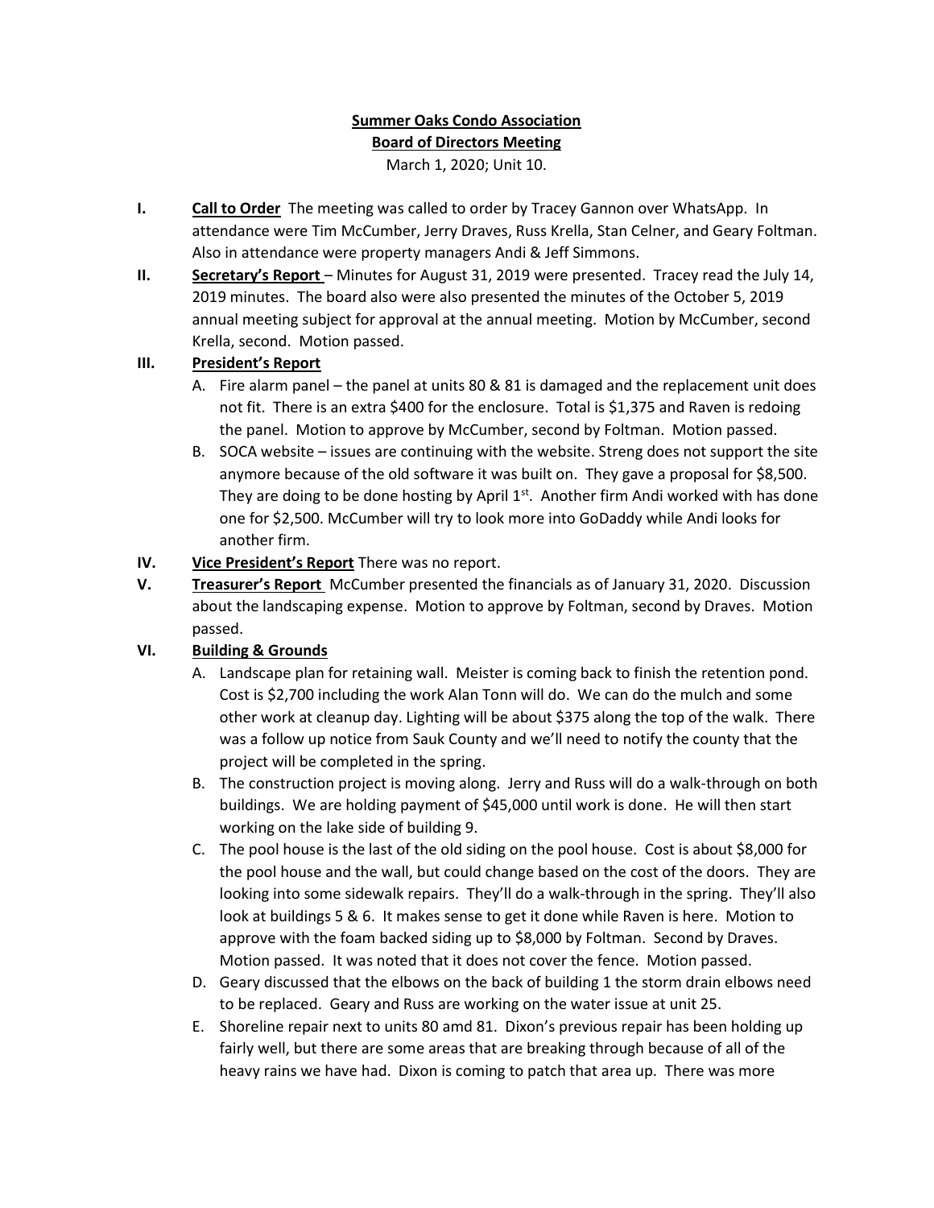**Summer Oaks Condo Association**

**Board of Directors Meeting**

March 1, 2020; Unit 10.

**I. Call to Order** The meeting was called to order by Tracey Gannon over WhatsApp. In attendance were Tim McCumber, Jerry Draves, Russ Krella, Stan Celner, and Geary Foltman. Also in attendance were property managers Andi & Jeff Simmons.

**II. Secretary's Report** – Minutes for August 31, 2019 were presented. Tracey read the July 14, 2019 minutes. The board also were also presented the minutes of the October 5, 2019 annual meeting subject for approval at the annual meeting. Motion by McCumber, second Krella, second. Motion passed.

**III. President's Report**

A. Fire alarm panel – the panel at units 80 & 81 is damaged and the replacement unit does not fit. There is an extra $400 for the enclosure. Total is $1,375 and Raven is redoing the panel. Motion to approve by McCumber, second by Foltman. Motion passed.

B. SOCA website – issues are continuing with the website. Streng does not support the site anymore because of the old software it was built on. They gave a proposal for $8,500. They are doing to be done hosting by April 1st. Another firm Andi worked with has done one for $2,500. McCumber will try to look more into GoDaddy while Andi looks for another firm.

**IV. Vice President's Report** There was no report.

**V. Treasurer's Report** McCumber presented the financials as of January 31, 2020. Discussion about the landscaping expense. Motion to approve by Foltman, second by Draves. Motion passed.

**VI. Building & Grounds**

A. Landscape plan for retaining wall. Meister is coming back to finish the retention pond. Cost is $2,700 including the work Alan Tonn will do. We can do the mulch and some other work at cleanup day. Lighting will be about $375 along the top of the walk. There was a follow up notice from Sauk County and we'll need to notify the county that the project will be completed in the spring.

B. The construction project is moving along. Jerry and Russ will do a walk-through on both buildings. We are holding payment of $45,000 until work is done. He will then start working on the lake side of building 9.

C. The pool house is the last of the old siding on the pool house. Cost is about $8,000 for the pool house and the wall, but could change based on the cost of the doors. They are looking into some sidewalk repairs. They'll do a walk-through in the spring. They'll also look at buildings 5 & 6. It makes sense to get it done while Raven is here. Motion to approve with the foam backed siding up to $8,000 by Foltman. Second by Draves. Motion passed. It was noted that it does not cover the fence. Motion passed.

D. Geary discussed that the elbows on the back of building 1 the storm drain elbows need to be replaced. Geary and Russ are working on the water issue at unit 25.

E. Shoreline repair next to units 80 amd 81. Dixon's previous repair has been holding up fairly well, but there are some areas that are breaking through because of all of the heavy rains we have had. Dixon is coming to patch that area up. There was more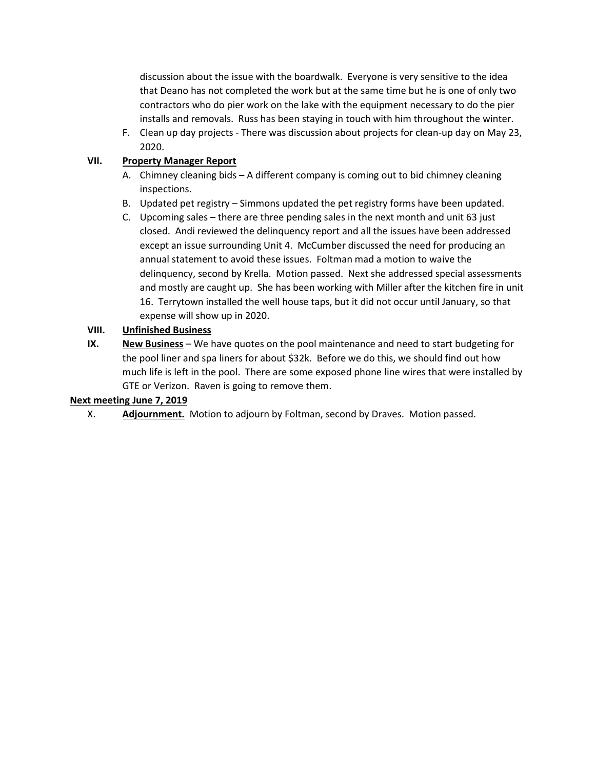discussion about the issue with the boardwalk. Everyone is very sensitive to the idea that Deano has not completed the work but at the same time but he is one of only two contractors who do pier work on the lake with the equipment necessary to do the pier installs and removals. Russ has been staying in touch with him throughout the winter.

F. Clean up day projects - There was discussion about projects for clean-up day on May 23, 2020.

**VII. <u>Property Manager Report</u>**

A. Chimney cleaning bids – A different company is coming out to bid chimney cleaning inspections.

B. Updated pet registry – Simmons updated the pet registry forms have been updated.

C. Upcoming sales – there are three pending sales in the next month and unit 63 just closed. Andi reviewed the delinquency report and all the issues have been addressed except an issue surrounding Unit 4. McCumber discussed the need for producing an annual statement to avoid these issues. Foltman mad a motion to waive the delinquency, second by Krella. Motion passed. Next she addressed special assessments and mostly are caught up. She has been working with Miller after the kitchen fire in unit 16. Terrytown installed the well house taps, but it did not occur until January, so that expense will show up in 2020.

**VIII. <u>Unfinished Business</u>**

**IX. <u>New Business</u>** – We have quotes on the pool maintenance and need to start budgeting for the pool liner and spa liners for about $32k. Before we do this, we should find out how much life is left in the pool. There are some exposed phone line wires that were installed by GTE or Verizon. Raven is going to remove them.

**<u>Next meeting June 7, 2019</u>**

X. **<u>Adjournment.</u>** Motion to adjourn by Foltman, second by Draves. Motion passed.